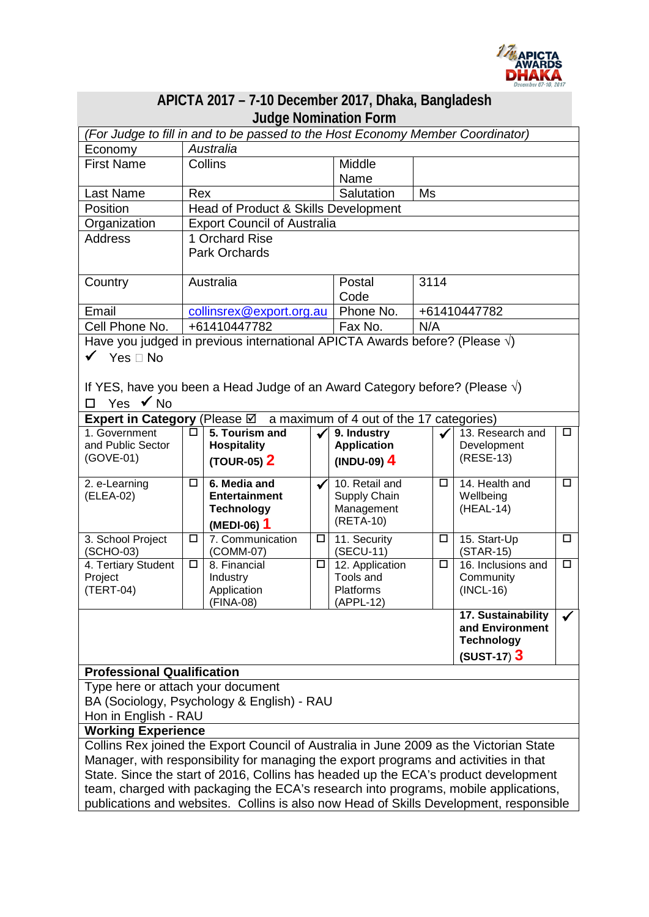## APICTA 2017 – 7-10 December 2017, Dhaka, Bangladesh
## Judge Nomination Form

| *(For Judge to fill in and to be passed to the Host Economy Member Coordinator)* | | | |
|---|---|---|---|
| Economy | *Australia* | | |
| First Name | Collins | Middle Name | |
| Last Name | Rex | Salutation | Ms |
| Position | Head of Product & Skills Development | | |
| Organization | Export Council of Australia | | |
| Address | 1 Orchard Rise<br>Park Orchards | | |
| Country | Australia | Postal Code | 3114 |
| Email | collinsrex@export.org.au | Phone No. | +61410447782 |
| Cell Phone No. | +61410447782 | Fax No. | N/A |

Have you judged in previous international APICTA Awards before? (Please √)

✔ Yes ☐ No

If YES, have you been a Head Judge of an Award Category before? (Please √)

☐ Yes ✔ No

**Expert in Category** (Please ☑ a maximum of 4 out of the 17 categories)

| | | | | | | | |
|---|---|---|---|---|---|---|---|
| 1. Government and Public Sector (GOVE-01) | ☐ | **5. Tourism and Hospitality (TOUR-05)** 2 | ✔ | **9. Industry Application (INDU-09)** 4 | ✔ | 13. Research and Development (RESE-13) | ☐ |
| 2. e-Learning (ELEA-02) | ☐ | **6. Media and Entertainment Technology (MEDI-06)** 1 | ✔ | 10. Retail and Supply Chain Management (RETA-10) | ☐ | 14. Health and Wellbeing (HEAL-14) | ☐ |
| 3. School Project (SCHO-03) | ☐ | 7. Communication (COMM-07) | ☐ | 11. Security (SECU-11) | ☐ | 15. Start-Up (STAR-15) | ☐ |
| 4. Tertiary Student Project (TERT-04) | ☐ | 8. Financial Industry Application (FINA-08) | ☐ | 12. Application Tools and Platforms (APPL-12) | ☐ | 16. Inclusions and Community (INCL-16) | ☐ |
| | | | | | | **17. Sustainability and Environment Technology (SUST-17)** 3 | ✔ |

**Professional Qualification**

Type here or attach your document

BA (Sociology, Psychology & English) - RAU

Hon in English - RAU

**Working Experience**

Collins Rex joined the Export Council of Australia in June 2009 as the Victorian State Manager, with responsibility for managing the export programs and activities in that State. Since the start of 2016, Collins has headed up the ECA's product development team, charged with packaging the ECA's research into programs, mobile applications, publications and websites. Collins is also now Head of Skills Development, responsible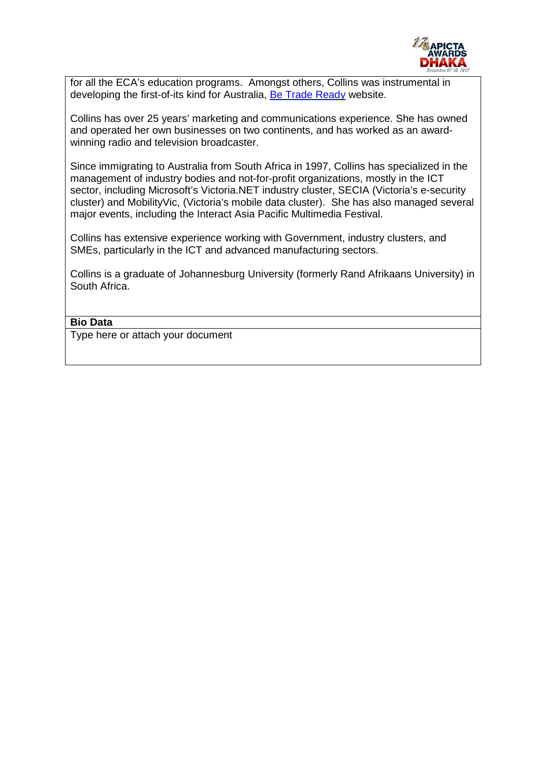for all the ECA's education programs. Amongst others, Collins was instrumental in developing the first-of-its kind for Australia, Be Trade Ready website.

Collins has over 25 years' marketing and communications experience. She has owned and operated her own businesses on two continents, and has worked as an award-winning radio and television broadcaster.

Since immigrating to Australia from South Africa in 1997, Collins has specialized in the management of industry bodies and not-for-profit organizations, mostly in the ICT sector, including Microsoft's Victoria.NET industry cluster, SECIA (Victoria's e-security cluster) and MobilityVic, (Victoria's mobile data cluster). She has also managed several major events, including the Interact Asia Pacific Multimedia Festival.

Collins has extensive experience working with Government, industry clusters, and SMEs, particularly in the ICT and advanced manufacturing sectors.

Collins is a graduate of Johannesburg University (formerly Rand Afrikaans University) in South Africa.

**Bio Data**

Type here or attach your document